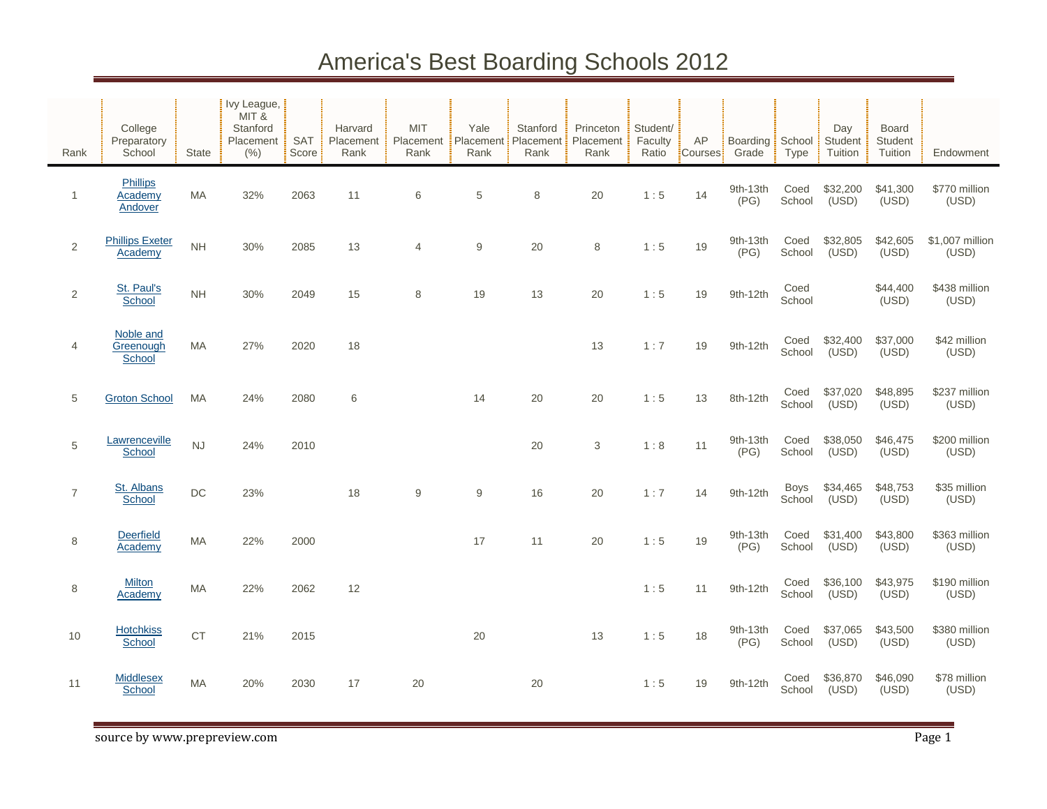# America's Best Boarding Schools 2012

| Rank | College Preparatory School | State | Ivy League, MIT & Stanford Placement (%) | SAT Score | Harvard Placement Rank | MIT Placement Rank | Yale Placement Rank | Stanford Placement Rank | Princeton Placement Rank | Student/ Faculty Ratio | AP Courses | Boarding Grade | School Type | Day Student Tuition | Board Student Tuition | Endowment |
|---|---|---|---|---|---|---|---|---|---|---|---|---|---|---|---|---|
| 1 | Phillips Academy Andover | MA | 32% | 2063 | 11 | 6 | 5 | 8 | 20 | 1 : 5 | 14 | 9th-13th (PG) | Coed School | $32,200 (USD) | $41,300 (USD) | $770 million (USD) |
| 2 | Phillips Exeter Academy | NH | 30% | 2085 | 13 | 4 | 9 | 20 | 8 | 1 : 5 | 19 | 9th-13th (PG) | Coed School | $32,805 (USD) | $42,605 (USD) | $1,007 million (USD) |
| 2 | St. Paul's School | NH | 30% | 2049 | 15 | 8 | 19 | 13 | 20 | 1 : 5 | 19 | 9th-12th | Coed School | | $44,400 (USD) | $438 million (USD) |
| 4 | Noble and Greenough School | MA | 27% | 2020 | 18 | | | | 13 | 1 : 7 | 19 | 9th-12th | Coed School | $32,400 (USD) | $37,000 (USD) | $42 million (USD) |
| 5 | Groton School | MA | 24% | 2080 | 6 | | 14 | 20 | 20 | 1 : 5 | 13 | 8th-12th | Coed School | $37,020 (USD) | $48,895 (USD) | $237 million (USD) |
| 5 | Lawrenceville School | NJ | 24% | 2010 | | | | 20 | 3 | 1 : 8 | 11 | 9th-13th (PG) | Coed School | $38,050 (USD) | $46,475 (USD) | $200 million (USD) |
| 7 | St. Albans School | DC | 23% | | 18 | 9 | 9 | 16 | 20 | 1 : 7 | 14 | 9th-12th | Boys School | $34,465 (USD) | $48,753 (USD) | $35 million (USD) |
| 8 | Deerfield Academy | MA | 22% | 2000 | | | 17 | 11 | 20 | 1 : 5 | 19 | 9th-13th (PG) | Coed School | $31,400 (USD) | $43,800 (USD) | $363 million (USD) |
| 8 | Milton Academy | MA | 22% | 2062 | 12 | | | | | 1 : 5 | 11 | 9th-12th | Coed School | $36,100 (USD) | $43,975 (USD) | $190 million (USD) |
| 10 | Hotchkiss School | CT | 21% | 2015 | | | 20 | | 13 | 1 : 5 | 18 | 9th-13th (PG) | Coed School | $37,065 (USD) | $43,500 (USD) | $380 million (USD) |
| 11 | Middlesex School | MA | 20% | 2030 | 17 | 20 | | 20 | | 1 : 5 | 19 | 9th-12th | Coed School | $36,870 (USD) | $46,090 (USD) | $78 million (USD) |

source by www.prepreview.com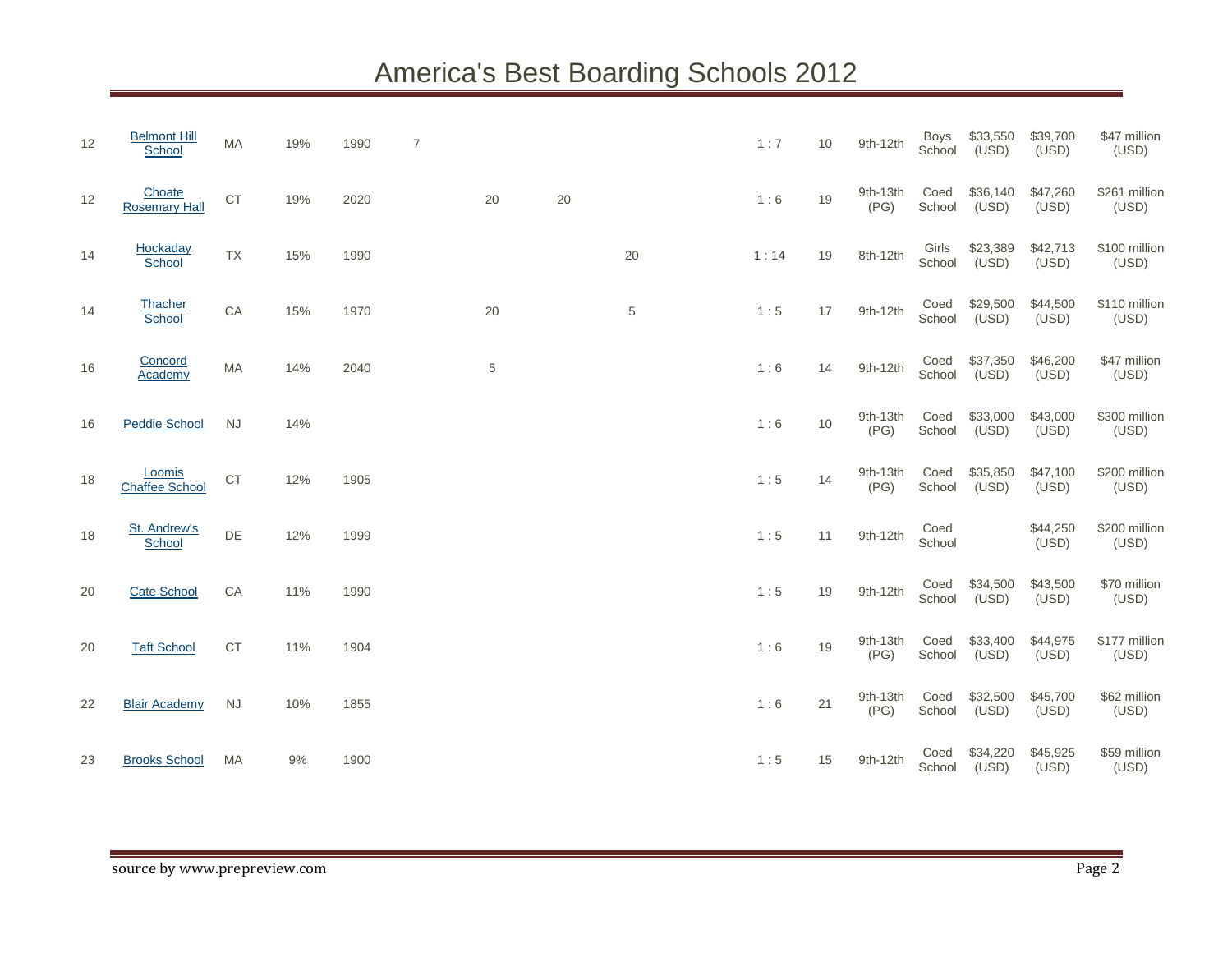| | | | | | | | | | | | | | | | |
|---|---|---|---|---|---|---|---|---|---|---|---|---|---|---|---|
| 12 | Belmont Hill School | MA | 19% | 1990 | 7 | | | | 1 : 7 | 10 | 9th-12th | Boys School | $33,550 (USD) | $39,700 (USD) | $47 million (USD) |
| 12 | Choate Rosemary Hall | CT | 19% | 2020 | | 20 | 20 | | 1 : 6 | 19 | 9th-13th (PG) | Coed School | $36,140 (USD) | $47,260 (USD) | $261 million (USD) |
| 14 | Hockaday School | TX | 15% | 1990 | | | | 20 | 1 : 14 | 19 | 8th-12th | Girls School | $23,389 (USD) | $42,713 (USD) | $100 million (USD) |
| 14 | Thacher School | CA | 15% | 1970 | | 20 | | 5 | 1 : 5 | 17 | 9th-12th | Coed School | $29,500 (USD) | $44,500 (USD) | $110 million (USD) |
| 16 | Concord Academy | MA | 14% | 2040 | | 5 | | | 1 : 6 | 14 | 9th-12th | Coed School | $37,350 (USD) | $46,200 (USD) | $47 million (USD) |
| 16 | Peddie School | NJ | 14% | | | | | | 1 : 6 | 10 | 9th-13th (PG) | Coed School | $33,000 (USD) | $43,000 (USD) | $300 million (USD) |
| 18 | Loomis Chaffee School | CT | 12% | 1905 | | | | | 1 : 5 | 14 | 9th-13th (PG) | Coed School | $35,850 (USD) | $47,100 (USD) | $200 million (USD) |
| 18 | St. Andrew's School | DE | 12% | 1999 | | | | | 1 : 5 | 11 | 9th-12th | Coed School | | $44,250 (USD) | $200 million (USD) |
| 20 | Cate School | CA | 11% | 1990 | | | | | 1 : 5 | 19 | 9th-12th | Coed School | $34,500 (USD) | $43,500 (USD) | $70 million (USD) |
| 20 | Taft School | CT | 11% | 1904 | | | | | 1 : 6 | 19 | 9th-13th (PG) | Coed School | $33,400 (USD) | $44,975 (USD) | $177 million (USD) |
| 22 | Blair Academy | NJ | 10% | 1855 | | | | | 1 : 6 | 21 | 9th-13th (PG) | Coed School | $32,500 (USD) | $45,700 (USD) | $62 million (USD) |
| 23 | Brooks School | MA | 9% | 1900 | | | | | 1 : 5 | 15 | 9th-12th | Coed School | $34,220 (USD) | $45,925 (USD) | $59 million (USD) |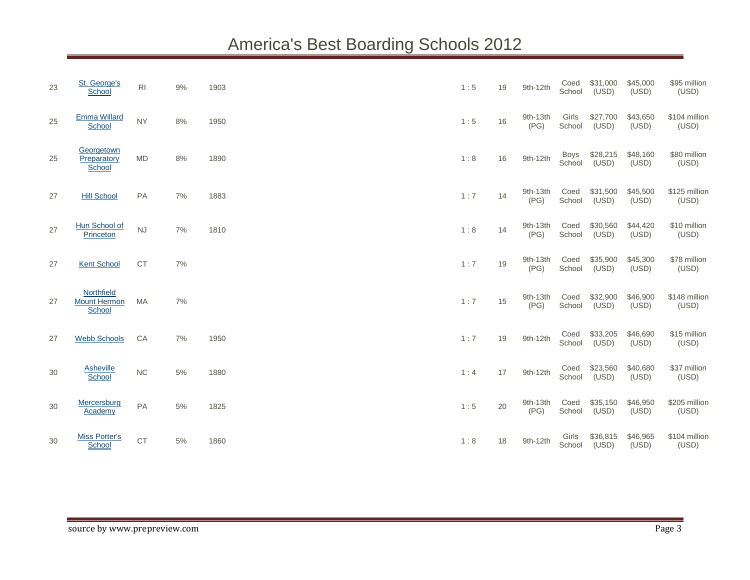# America's Best Boarding Schools 2012

| | | | | | | | | | | | | |
|---|---|---|---|---|---|---|---|---|---|---|---|---|
| 23 | St. George's School | RI | 9% | 1903 | | 1 : 5 | 19 | 9th-12th | Coed School | $31,000 (USD) | $45,000 (USD) | $95 million (USD) |
| 25 | Emma Willard School | NY | 8% | 1950 | | 1 : 5 | 16 | 9th-13th (PG) | Girls School | $27,700 (USD) | $43,650 (USD) | $104 million (USD) |
| 25 | Georgetown Preparatory School | MD | 8% | 1890 | | 1 : 8 | 16 | 9th-12th | Boys School | $28,215 (USD) | $48,160 (USD) | $80 million (USD) |
| 27 | Hill School | PA | 7% | 1883 | | 1 : 7 | 14 | 9th-13th (PG) | Coed School | $31,500 (USD) | $45,500 (USD) | $125 million (USD) |
| 27 | Hun School of Princeton | NJ | 7% | 1810 | | 1 : 8 | 14 | 9th-13th (PG) | Coed School | $30,560 (USD) | $44,420 (USD) | $10 million (USD) |
| 27 | Kent School | CT | 7% | | | 1 : 7 | 19 | 9th-13th (PG) | Coed School | $35,900 (USD) | $45,300 (USD) | $78 million (USD) |
| 27 | Northfield Mount Hermon School | MA | 7% | | | 1 : 7 | 15 | 9th-13th (PG) | Coed School | $32,900 (USD) | $46,900 (USD) | $148 million (USD) |
| 27 | Webb Schools | CA | 7% | 1950 | | 1 : 7 | 19 | 9th-12th | Coed School | $33,205 (USD) | $46,690 (USD) | $15 million (USD) |
| 30 | Asheville School | NC | 5% | 1880 | | 1 : 4 | 17 | 9th-12th | Coed School | $23,560 (USD) | $40,680 (USD) | $37 million (USD) |
| 30 | Mercersburg Academy | PA | 5% | 1825 | | 1 : 5 | 20 | 9th-13th (PG) | Coed School | $35,150 (USD) | $46,950 (USD) | $205 million (USD) |
| 30 | Miss Porter's School | CT | 5% | 1860 | | 1 : 8 | 18 | 9th-12th | Girls School | $36,815 (USD) | $46,965 (USD) | $104 million (USD) |

source by www.prepreview.com